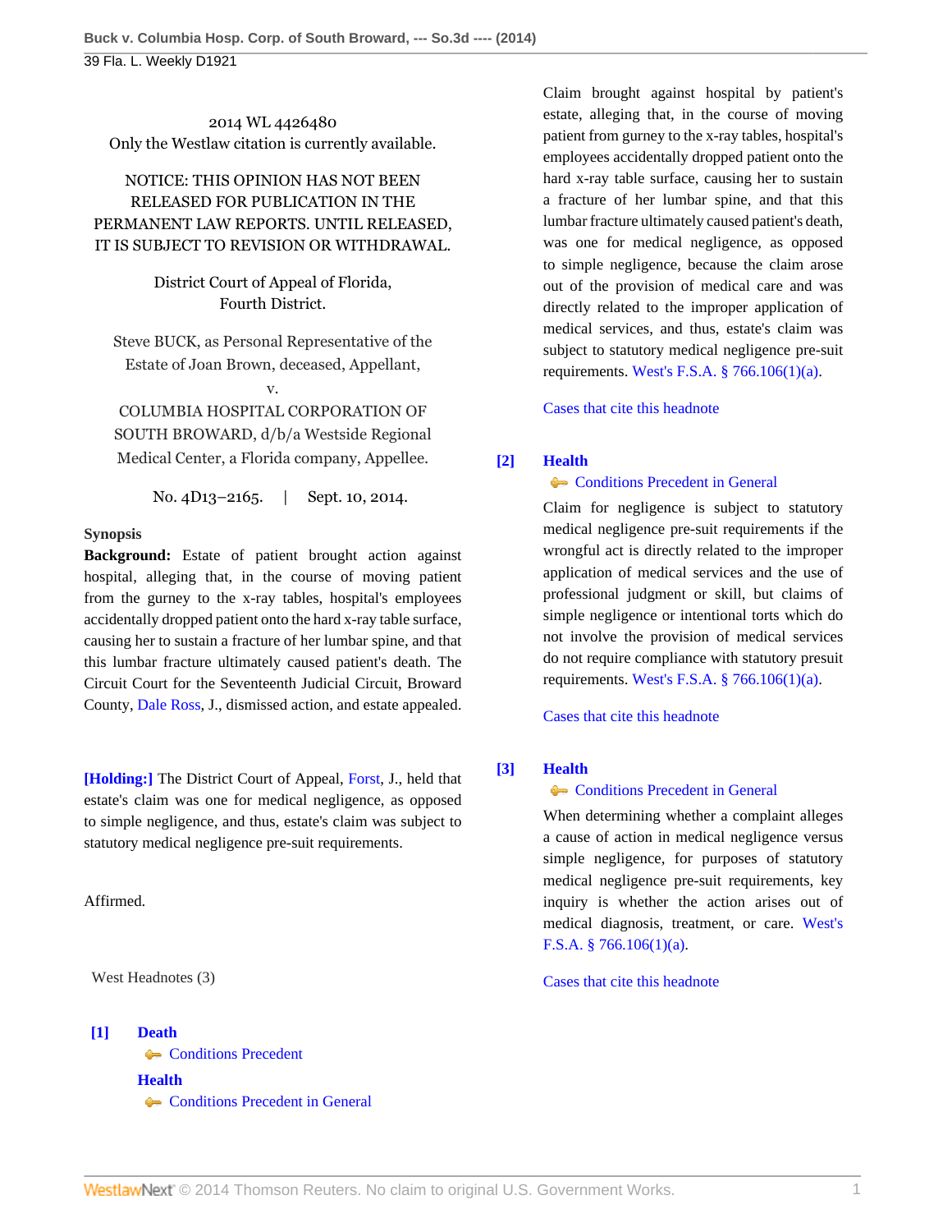2014 WL 4426480
Only the Westlaw citation is currently available.

NOTICE: THIS OPINION HAS NOT BEEN RELEASED FOR PUBLICATION IN THE PERMANENT LAW REPORTS. UNTIL RELEASED, IT IS SUBJECT TO REVISION OR WITHDRAWAL.

District Court of Appeal of Florida,
Fourth District.

Steve BUCK, as Personal Representative of the Estate of Joan Brown, deceased, Appellant,
v.
COLUMBIA HOSPITAL CORPORATION OF SOUTH BROWARD, d/b/a Westside Regional Medical Center, a Florida company, Appellee.

No. 4D13–2165. | Sept. 10, 2014.

**Synopsis**

**Background:** Estate of patient brought action against hospital, alleging that, in the course of moving patient from the gurney to the x-ray tables, hospital's employees accidentally dropped patient onto the hard x-ray table surface, causing her to sustain a fracture of her lumbar spine, and that this lumbar fracture ultimately caused patient's death. The Circuit Court for the Seventeenth Judicial Circuit, Broward County, Dale Ross, J., dismissed action, and estate appealed.

**[Holding:]** The District Court of Appeal, Forst, J., held that estate's claim was one for medical negligence, as opposed to simple negligence, and thus, estate's claim was subject to statutory medical negligence pre-suit requirements.

Affirmed.

West Headnotes (3)

**[1] Death**
Conditions Precedent
**Health**
Conditions Precedent in General

Claim brought against hospital by patient's estate, alleging that, in the course of moving patient from gurney to the x-ray tables, hospital's employees accidentally dropped patient onto the hard x-ray table surface, causing her to sustain a fracture of her lumbar spine, and that this lumbar fracture ultimately caused patient's death, was one for medical negligence, as opposed to simple negligence, because the claim arose out of the provision of medical care and was directly related to the improper application of medical services, and thus, estate's claim was subject to statutory medical negligence pre-suit requirements. West's F.S.A. § 766.106(1)(a).

Cases that cite this headnote

**[2] Health**
Conditions Precedent in General

Claim for negligence is subject to statutory medical negligence pre-suit requirements if the wrongful act is directly related to the improper application of medical services and the use of professional judgment or skill, but claims of simple negligence or intentional torts which do not involve the provision of medical services do not require compliance with statutory presuit requirements. West's F.S.A. § 766.106(1)(a).

Cases that cite this headnote

**[3] Health**
Conditions Precedent in General

When determining whether a complaint alleges a cause of action in medical negligence versus simple negligence, for purposes of statutory medical negligence pre-suit requirements, key inquiry is whether the action arises out of medical diagnosis, treatment, or care. West's F.S.A. § 766.106(1)(a).

Cases that cite this headnote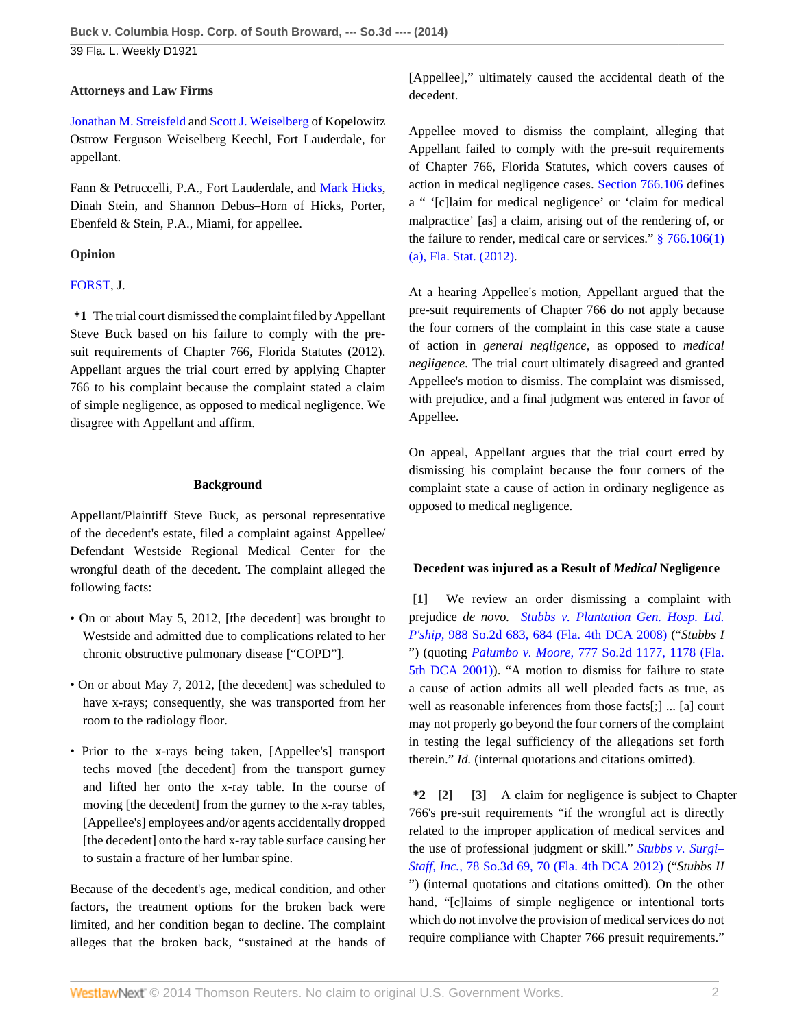**Attorneys and Law Firms**

Jonathan M. Streisfeld and Scott J. Weiselberg of Kopelowitz Ostrow Ferguson Weiselberg Keechl, Fort Lauderdale, for appellant.

Fann & Petruccelli, P.A., Fort Lauderdale, and Mark Hicks, Dinah Stein, and Shannon Debus–Horn of Hicks, Porter, Ebenfeld & Stein, P.A., Miami, for appellee.

**Opinion**

FORST, J.

**\*1** The trial court dismissed the complaint filed by Appellant Steve Buck based on his failure to comply with the pre-suit requirements of Chapter 766, Florida Statutes (2012). Appellant argues the trial court erred by applying Chapter 766 to his complaint because the complaint stated a claim of simple negligence, as opposed to medical negligence. We disagree with Appellant and affirm.

### Background

Appellant/Plaintiff Steve Buck, as personal representative of the decedent's estate, filed a complaint against Appellee/Defendant Westside Regional Medical Center for the wrongful death of the decedent. The complaint alleged the following facts:

- On or about May 5, 2012, [the decedent] was brought to Westside and admitted due to complications related to her chronic obstructive pulmonary disease ["COPD"].
- On or about May 7, 2012, [the decedent] was scheduled to have x-rays; consequently, she was transported from her room to the radiology floor.
- Prior to the x-rays being taken, [Appellee's] transport techs moved [the decedent] from the transport gurney and lifted her onto the x-ray table. In the course of moving [the decedent] from the gurney to the x-ray tables, [Appellee's] employees and/or agents accidentally dropped [the decedent] onto the hard x-ray table surface causing her to sustain a fracture of her lumbar spine.

Because of the decedent's age, medical condition, and other factors, the treatment options for the broken back were limited, and her condition began to decline. The complaint alleges that the broken back, "sustained at the hands of [Appellee]," ultimately caused the accidental death of the decedent.

Appellee moved to dismiss the complaint, alleging that Appellant failed to comply with the pre-suit requirements of Chapter 766, Florida Statutes, which covers causes of action in medical negligence cases. Section 766.106 defines a " '[c]laim for medical negligence' or 'claim for medical malpractice' [as] a claim, arising out of the rendering of, or the failure to render, medical care or services." § 766.106(1)(a), Fla. Stat. (2012).

At a hearing Appellee's motion, Appellant argued that the pre-suit requirements of Chapter 766 do not apply because the four corners of the complaint in this case state a cause of action in *general negligence,* as opposed to *medical negligence.* The trial court ultimately disagreed and granted Appellee's motion to dismiss. The complaint was dismissed, with prejudice, and a final judgment was entered in favor of Appellee.

On appeal, Appellant argues that the trial court erred by dismissing his complaint because the four corners of the complaint state a cause of action in ordinary negligence as opposed to medical negligence.

### Decedent was injured as a Result of *Medical* Negligence

**[1]** We review an order dismissing a complaint with prejudice *de novo. Stubbs v. Plantation Gen. Hosp. Ltd. P'ship,* 988 So.2d 683, 684 (Fla. 4th DCA 2008) ("*Stubbs I*") (quoting *Palumbo v. Moore,* 777 So.2d 1177, 1178 (Fla. 5th DCA 2001)). "A motion to dismiss for failure to state a cause of action admits all well pleaded facts as true, as well as reasonable inferences from those facts[;] ... [a] court may not properly go beyond the four corners of the complaint in testing the legal sufficiency of the allegations set forth therein." *Id.* (internal quotations and citations omitted).

**\*2 [2] [3]** A claim for negligence is subject to Chapter 766's pre-suit requirements "if the wrongful act is directly related to the improper application of medical services and the use of professional judgment or skill." *Stubbs v. Surgi–Staff, Inc.,* 78 So.3d 69, 70 (Fla. 4th DCA 2012) ("*Stubbs II*") (internal quotations and citations omitted). On the other hand, "[c]laims of simple negligence or intentional torts which do not involve the provision of medical services do not require compliance with Chapter 766 presuit requirements."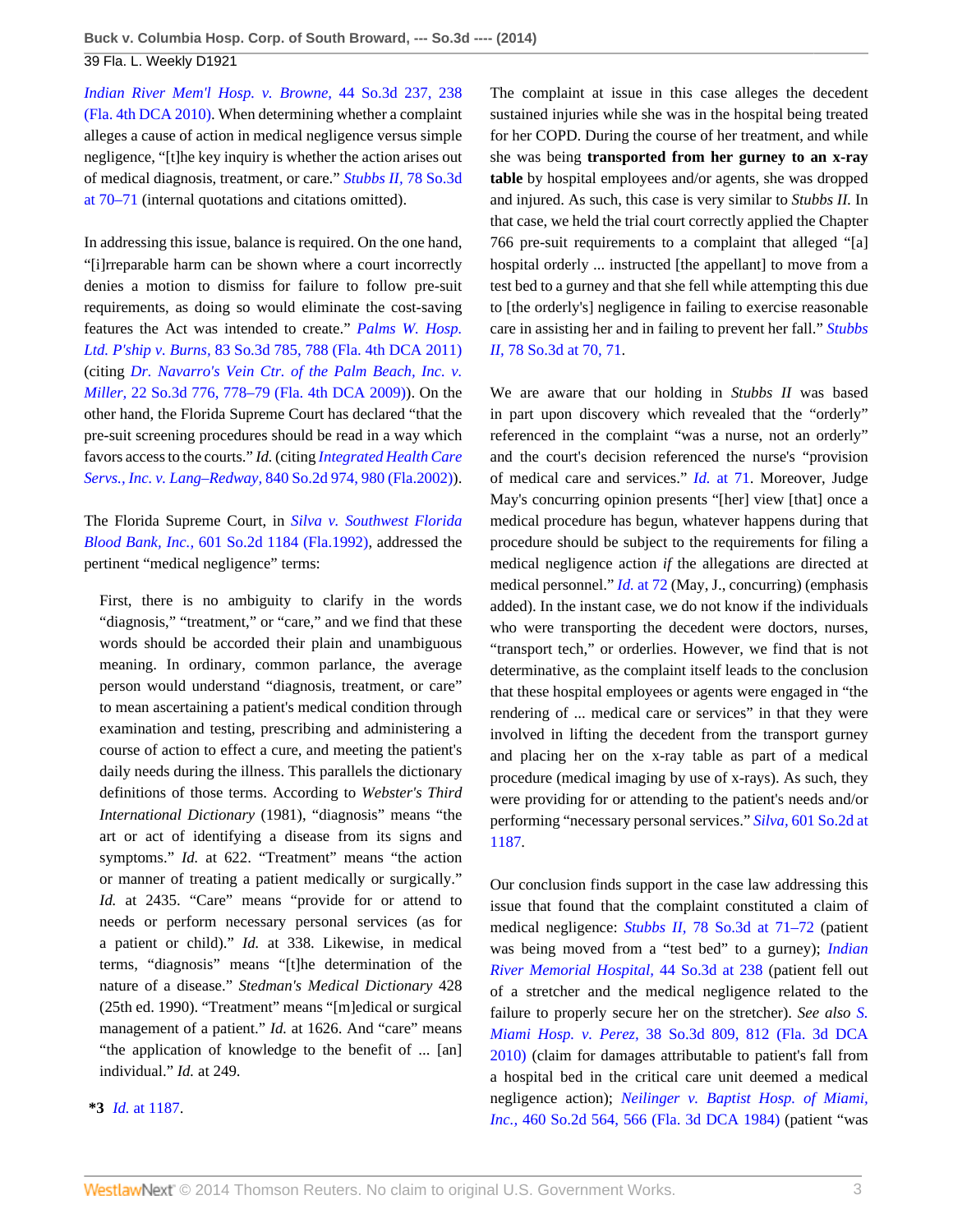*Indian River Mem'l Hosp. v. Browne,* 44 So.3d 237, 238 (Fla. 4th DCA 2010). When determining whether a complaint alleges a cause of action in medical negligence versus simple negligence, "[t]he key inquiry is whether the action arises out of medical diagnosis, treatment, or care." *Stubbs II,* 78 So.3d at 70–71 (internal quotations and citations omitted).

In addressing this issue, balance is required. On the one hand, "[i]rreparable harm can be shown where a court incorrectly denies a motion to dismiss for failure to follow pre-suit requirements, as doing so would eliminate the cost-saving features the Act was intended to create." *Palms W. Hosp. Ltd. P'ship v. Burns,* 83 So.3d 785, 788 (Fla. 4th DCA 2011) (citing *Dr. Navarro's Vein Ctr. of the Palm Beach, Inc. v. Miller,* 22 So.3d 776, 778–79 (Fla. 4th DCA 2009)). On the other hand, the Florida Supreme Court has declared "that the pre-suit screening procedures should be read in a way which favors access to the courts." *Id.* (citing *Integrated Health Care Servs., Inc. v. Lang–Redway,* 840 So.2d 974, 980 (Fla.2002)).

The Florida Supreme Court, in *Silva v. Southwest Florida Blood Bank, Inc.,* 601 So.2d 1184 (Fla.1992), addressed the pertinent "medical negligence" terms:

> First, there is no ambiguity to clarify in the words "diagnosis," "treatment," or "care," and we find that these words should be accorded their plain and unambiguous meaning. In ordinary, common parlance, the average person would understand "diagnosis, treatment, or care" to mean ascertaining a patient's medical condition through examination and testing, prescribing and administering a course of action to effect a cure, and meeting the patient's daily needs during the illness. This parallels the dictionary definitions of those terms. According to *Webster's Third International Dictionary* (1981), "diagnosis" means "the art or act of identifying a disease from its signs and symptoms." *Id.* at 622. "Treatment" means "the action or manner of treating a patient medically or surgically." *Id.* at 2435. "Care" means "provide for or attend to needs or perform necessary personal services (as for a patient or child)." *Id.* at 338. Likewise, in medical terms, "diagnosis" means "[t]he determination of the nature of a disease." *Stedman's Medical Dictionary* 428 (25th ed. 1990). "Treatment" means "[m]edical or surgical management of a patient." *Id.* at 1626. And "care" means "the application of knowledge to the benefit of ... [an] individual." *Id.* at 249.

**\*3** *Id.* at 1187.

The complaint at issue in this case alleges the decedent sustained injuries while she was in the hospital being treated for her COPD. During the course of her treatment, and while she was being **transported from her gurney to an x-ray table** by hospital employees and/or agents, she was dropped and injured. As such, this case is very similar to *Stubbs II.* In that case, we held the trial court correctly applied the Chapter 766 pre-suit requirements to a complaint that alleged "[a] hospital orderly ... instructed [the appellant] to move from a test bed to a gurney and that she fell while attempting this due to [the orderly's] negligence in failing to exercise reasonable care in assisting her and in failing to prevent her fall." *Stubbs II,* 78 So.3d at 70, 71.

We are aware that our holding in *Stubbs II* was based in part upon discovery which revealed that the "orderly" referenced in the complaint "was a nurse, not an orderly" and the court's decision referenced the nurse's "provision of medical care and services." *Id.* at 71. Moreover, Judge May's concurring opinion presents "[her] view [that] once a medical procedure has begun, whatever happens during that procedure should be subject to the requirements for filing a medical negligence action *if* the allegations are directed at medical personnel." *Id.* at 72 (May, J., concurring) (emphasis added). In the instant case, we do not know if the individuals who were transporting the decedent were doctors, nurses, "transport tech," or orderlies. However, we find that is not determinative, as the complaint itself leads to the conclusion that these hospital employees or agents were engaged in "the rendering of ... medical care or services" in that they were involved in lifting the decedent from the transport gurney and placing her on the x-ray table as part of a medical procedure (medical imaging by use of x-rays). As such, they were providing for or attending to the patient's needs and/or performing "necessary personal services." *Silva,* 601 So.2d at 1187.

Our conclusion finds support in the case law addressing this issue that found that the complaint constituted a claim of medical negligence: *Stubbs II,* 78 So.3d at 71–72 (patient was being moved from a "test bed" to a gurney); *Indian River Memorial Hospital,* 44 So.3d at 238 (patient fell out of a stretcher and the medical negligence related to the failure to properly secure her on the stretcher). *See also S. Miami Hosp. v. Perez,* 38 So.3d 809, 812 (Fla. 3d DCA 2010) (claim for damages attributable to patient's fall from a hospital bed in the critical care unit deemed a medical negligence action); *Neilinger v. Baptist Hosp. of Miami, Inc.,* 460 So.2d 564, 566 (Fla. 3d DCA 1984) (patient "was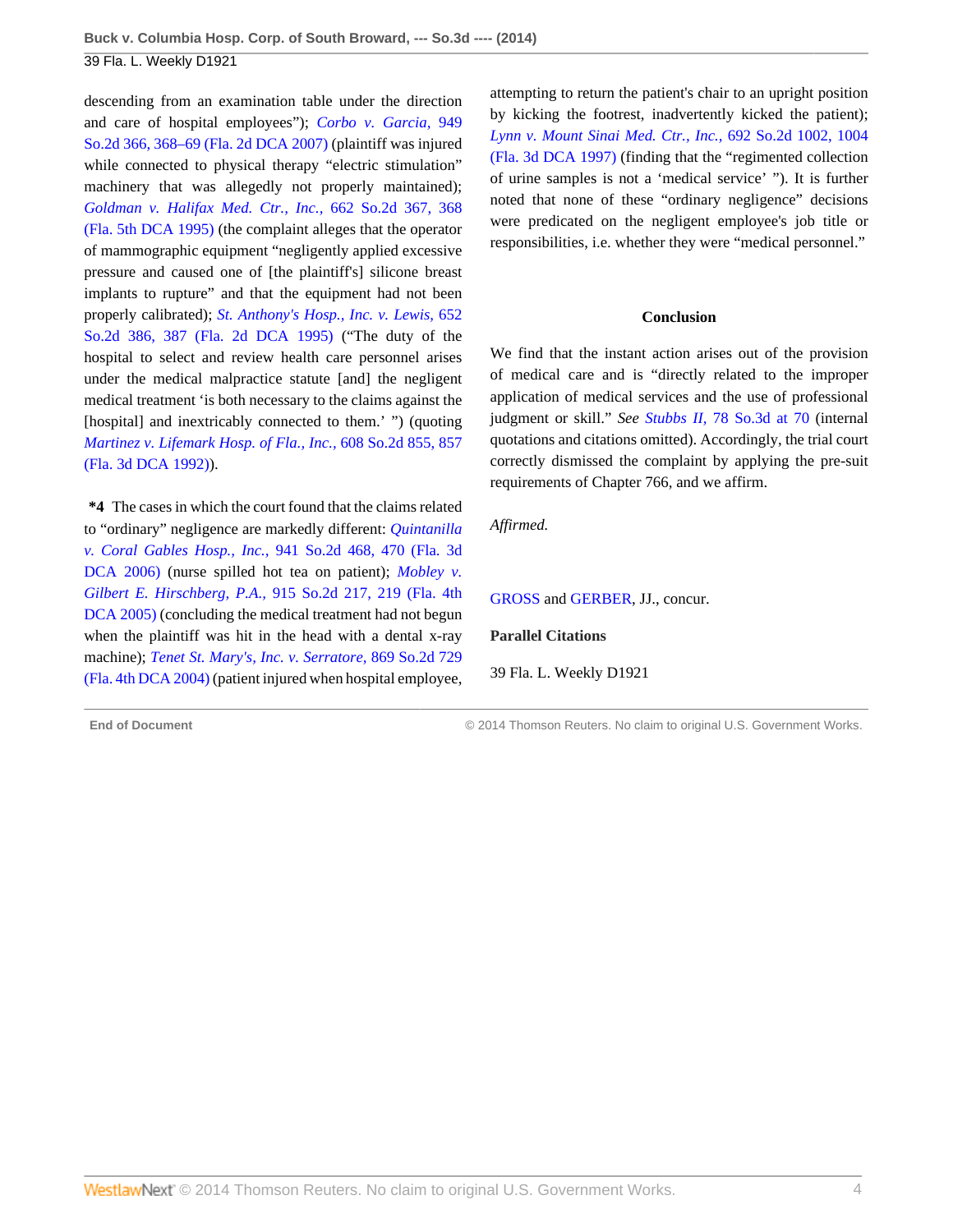descending from an examination table under the direction and care of hospital employees"); *Corbo v. Garcia,* 949 So.2d 366, 368–69 (Fla. 2d DCA 2007) (plaintiff was injured while connected to physical therapy "electric stimulation" machinery that was allegedly not properly maintained); *Goldman v. Halifax Med. Ctr., Inc.,* 662 So.2d 367, 368 (Fla. 5th DCA 1995) (the complaint alleges that the operator of mammographic equipment "negligently applied excessive pressure and caused one of [the plaintiff's] silicone breast implants to rupture" and that the equipment had not been properly calibrated); *St. Anthony's Hosp., Inc. v. Lewis,* 652 So.2d 386, 387 (Fla. 2d DCA 1995) ("The duty of the hospital to select and review health care personnel arises under the medical malpractice statute [and] the negligent medical treatment 'is both necessary to the claims against the [hospital] and inextricably connected to them.' ") (quoting *Martinez v. Lifemark Hosp. of Fla., Inc.,* 608 So.2d 855, 857 (Fla. 3d DCA 1992)).

**\*4** The cases in which the court found that the claims related to "ordinary" negligence are markedly different: *Quintanilla v. Coral Gables Hosp., Inc.,* 941 So.2d 468, 470 (Fla. 3d DCA 2006) (nurse spilled hot tea on patient); *Mobley v. Gilbert E. Hirschberg, P.A.,* 915 So.2d 217, 219 (Fla. 4th DCA 2005) (concluding the medical treatment had not begun when the plaintiff was hit in the head with a dental x-ray machine); *Tenet St. Mary's, Inc. v. Serratore,* 869 So.2d 729 (Fla. 4th DCA 2004) (patient injured when hospital employee, attempting to return the patient's chair to an upright position by kicking the footrest, inadvertently kicked the patient); *Lynn v. Mount Sinai Med. Ctr., Inc.,* 692 So.2d 1002, 1004 (Fla. 3d DCA 1997) (finding that the "regimented collection of urine samples is not a 'medical service' "). It is further noted that none of these "ordinary negligence" decisions were predicated on the negligent employee's job title or responsibilities, i.e. whether they were "medical personnel."

## Conclusion

We find that the instant action arises out of the provision of medical care and is "directly related to the improper application of medical services and the use of professional judgment or skill." *See Stubbs II,* 78 So.3d at 70 (internal quotations and citations omitted). Accordingly, the trial court correctly dismissed the complaint by applying the pre-suit requirements of Chapter 766, and we affirm.

*Affirmed.*

GROSS and GERBER, JJ., concur.

**Parallel Citations**

39 Fla. L. Weekly D1921

**End of Document** © 2014 Thomson Reuters. No claim to original U.S. Government Works.